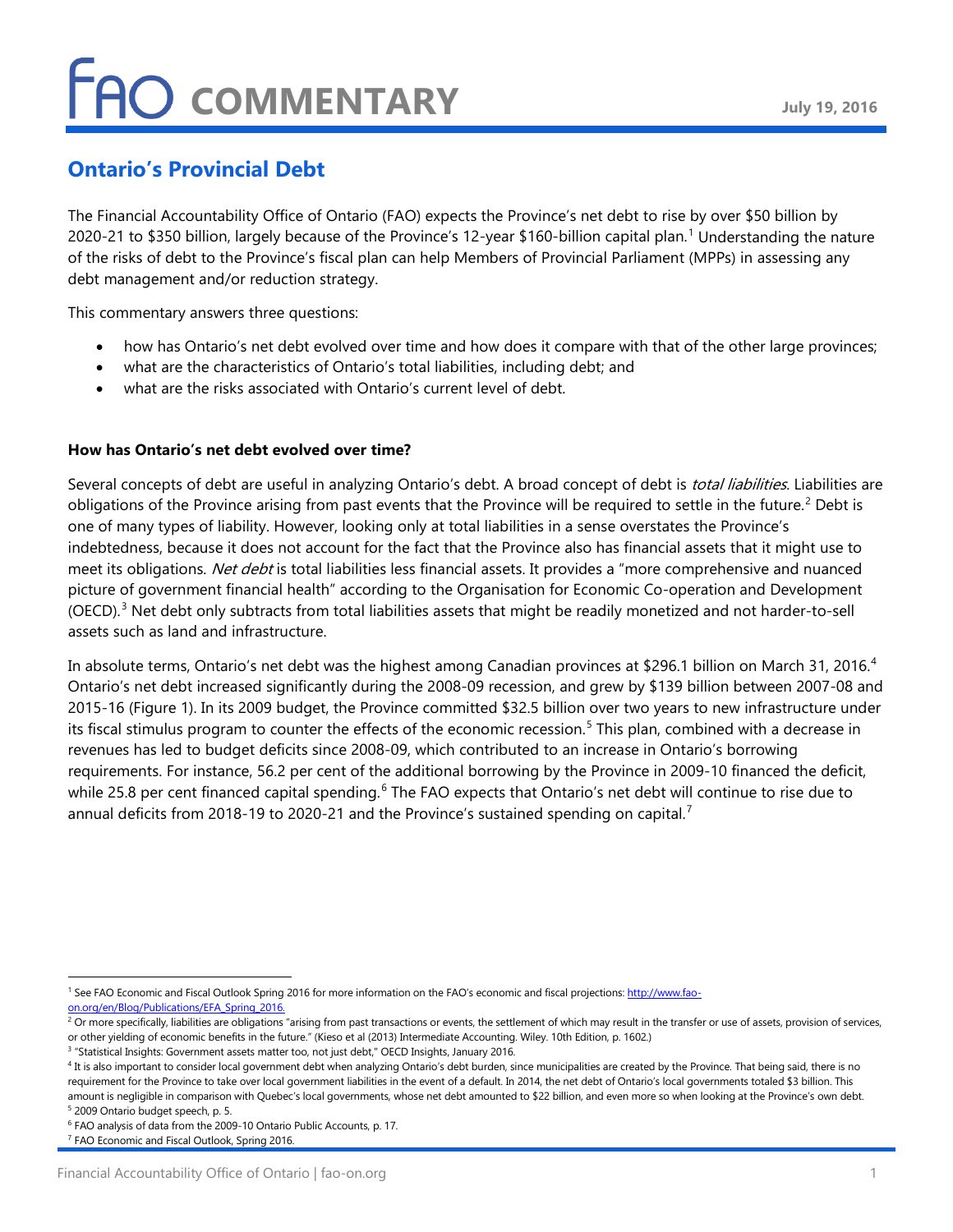# FAO COMMENTARY

July 19, 2016

## Ontario's Provincial Debt

The Financial Accountability Office of Ontario (FAO) expects the Province's net debt to rise by over $50 billion by 2020-21 to $350 billion, largely because of the Province's 12-year $160-billion capital plan.[1] Understanding the nature of the risks of debt to the Province's fiscal plan can help Members of Provincial Parliament (MPPs) in assessing any debt management and/or reduction strategy.

This commentary answers three questions:

- how has Ontario's net debt evolved over time and how does it compare with that of the other large provinces;
- what are the characteristics of Ontario's total liabilities, including debt; and
- what are the risks associated with Ontario's current level of debt.

**How has Ontario's net debt evolved over time?**

Several concepts of debt are useful in analyzing Ontario's debt. A broad concept of debt is *total liabilities.* Liabilities are obligations of the Province arising from past events that the Province will be required to settle in the future.[2] Debt is one of many types of liability. However, looking only at total liabilities in a sense overstates the Province's indebtedness, because it does not account for the fact that the Province also has financial assets that it might use to meet its obligations. *Net debt* is total liabilities less financial assets. It provides a "more comprehensive and nuanced picture of government financial health" according to the Organisation for Economic Co-operation and Development (OECD).[3] Net debt only subtracts from total liabilities assets that might be readily monetized and not harder-to-sell assets such as land and infrastructure.

In absolute terms, Ontario's net debt was the highest among Canadian provinces at $296.1 billion on March 31, 2016.[4] Ontario's net debt increased significantly during the 2008-09 recession, and grew by $139 billion between 2007-08 and 2015-16 (Figure 1). In its 2009 budget, the Province committed $32.5 billion over two years to new infrastructure under its fiscal stimulus program to counter the effects of the economic recession.[5] This plan, combined with a decrease in revenues has led to budget deficits since 2008-09, which contributed to an increase in Ontario's borrowing requirements. For instance, 56.2 per cent of the additional borrowing by the Province in 2009-10 financed the deficit, while 25.8 per cent financed capital spending.[6] The FAO expects that Ontario's net debt will continue to rise due to annual deficits from 2018-19 to 2020-21 and the Province's sustained spending on capital.[7]

---

[1] See FAO Economic and Fiscal Outlook Spring 2016 for more information on the FAO's economic and fiscal projections: http://www.fao-on.org/en/Blog/Publications/EFA_Spring_2016.

[2] Or more specifically, liabilities are obligations "arising from past transactions or events, the settlement of which may result in the transfer or use of assets, provision of services, or other yielding of economic benefits in the future." (Kieso et al (2013) Intermediate Accounting. Wiley. 10th Edition, p. 1602.)

[3] "Statistical Insights: Government assets matter too, not just debt," OECD Insights, January 2016.

[4] It is also important to consider local government debt when analyzing Ontario's debt burden, since municipalities are created by the Province. That being said, there is no requirement for the Province to take over local government liabilities in the event of a default. In 2014, the net debt of Ontario's local governments totaled $3 billion. This amount is negligible in comparison with Quebec's local governments, whose net debt amounted to $22 billion, and even more so when looking at the Province's own debt.

[5] 2009 Ontario budget speech, p. 5.

[6] FAO analysis of data from the 2009-10 Ontario Public Accounts, p. 17.

[7] FAO Economic and Fiscal Outlook, Spring 2016.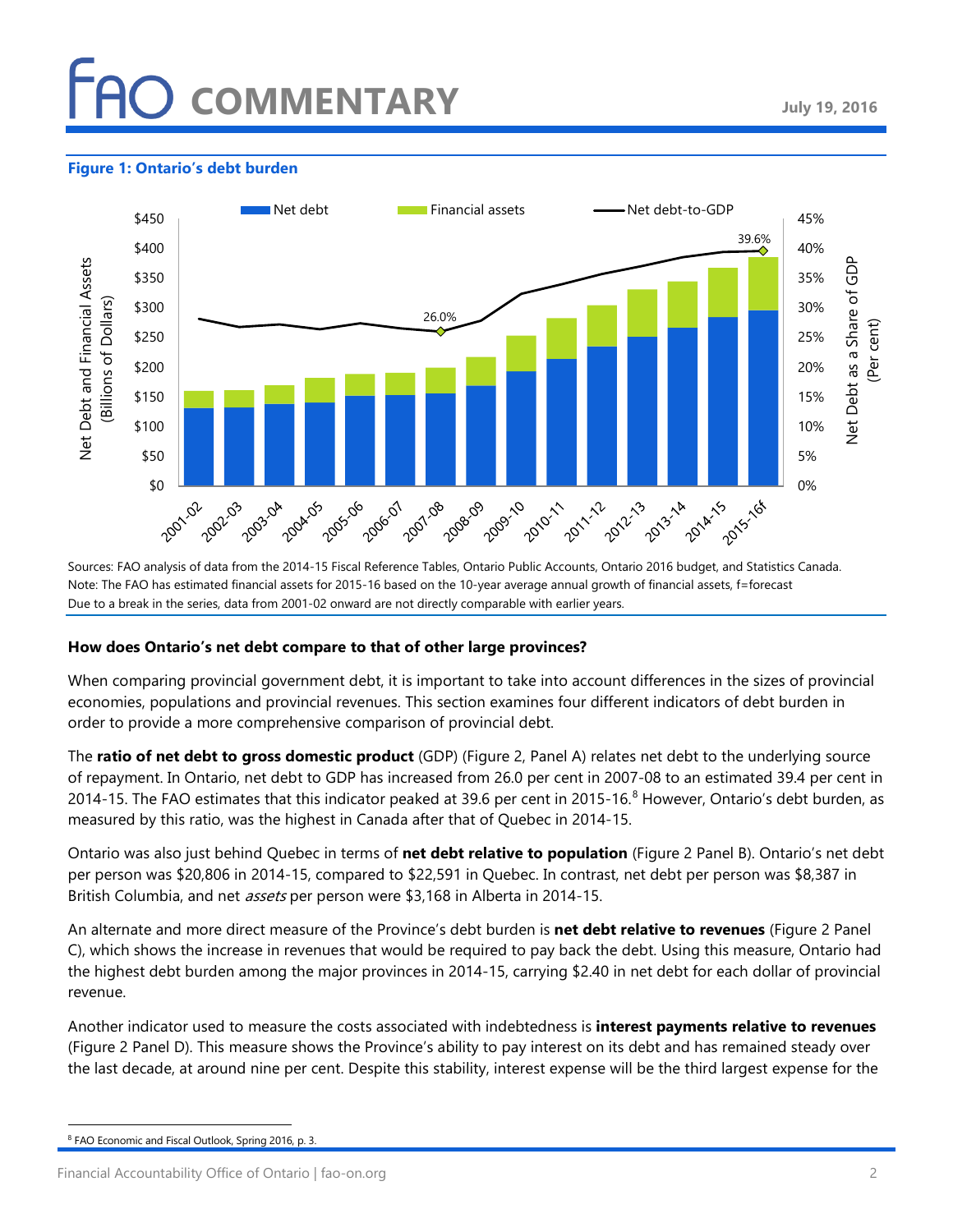**Figure 1: Ontario's debt burden**

Sources: FAO analysis of data from the 2014-15 Fiscal Reference Tables, Ontario Public Accounts, Ontario 2016 budget, and Statistics Canada.
Note: The FAO has estimated financial assets for 2015-16 based on the 10-year average annual growth of financial assets, f=forecast
Due to a break in the series, data from 2001-02 onward are not directly comparable with earlier years.

### How does Ontario's net debt compare to that of other large provinces?

When comparing provincial government debt, it is important to take into account differences in the sizes of provincial economies, populations and provincial revenues. This section examines four different indicators of debt burden in order to provide a more comprehensive comparison of provincial debt.

The **ratio of net debt to gross domestic product** (GDP) (Figure 2, Panel A) relates net debt to the underlying source of repayment. In Ontario, net debt to GDP has increased from 26.0 per cent in 2007-08 to an estimated 39.4 per cent in 2014-15. The FAO estimates that this indicator peaked at 39.6 per cent in 2015-16.[8] However, Ontario's debt burden, as measured by this ratio, was the highest in Canada after that of Quebec in 2014-15.

Ontario was also just behind Quebec in terms of **net debt relative to population** (Figure 2 Panel B). Ontario's net debt per person was $20,806 in 2014-15, compared to $22,591 in Quebec. In contrast, net debt per person was $8,387 in British Columbia, and net *assets* per person were $3,168 in Alberta in 2014-15.

An alternate and more direct measure of the Province's debt burden is **net debt relative to revenues** (Figure 2 Panel C), which shows the increase in revenues that would be required to pay back the debt. Using this measure, Ontario had the highest debt burden among the major provinces in 2014-15, carrying $2.40 in net debt for each dollar of provincial revenue.

Another indicator used to measure the costs associated with indebtedness is **interest payments relative to revenues** (Figure 2 Panel D). This measure shows the Province's ability to pay interest on its debt and has remained steady over the last decade, at around nine per cent. Despite this stability, interest expense will be the third largest expense for the

[8] FAO Economic and Fiscal Outlook, Spring 2016, p. 3.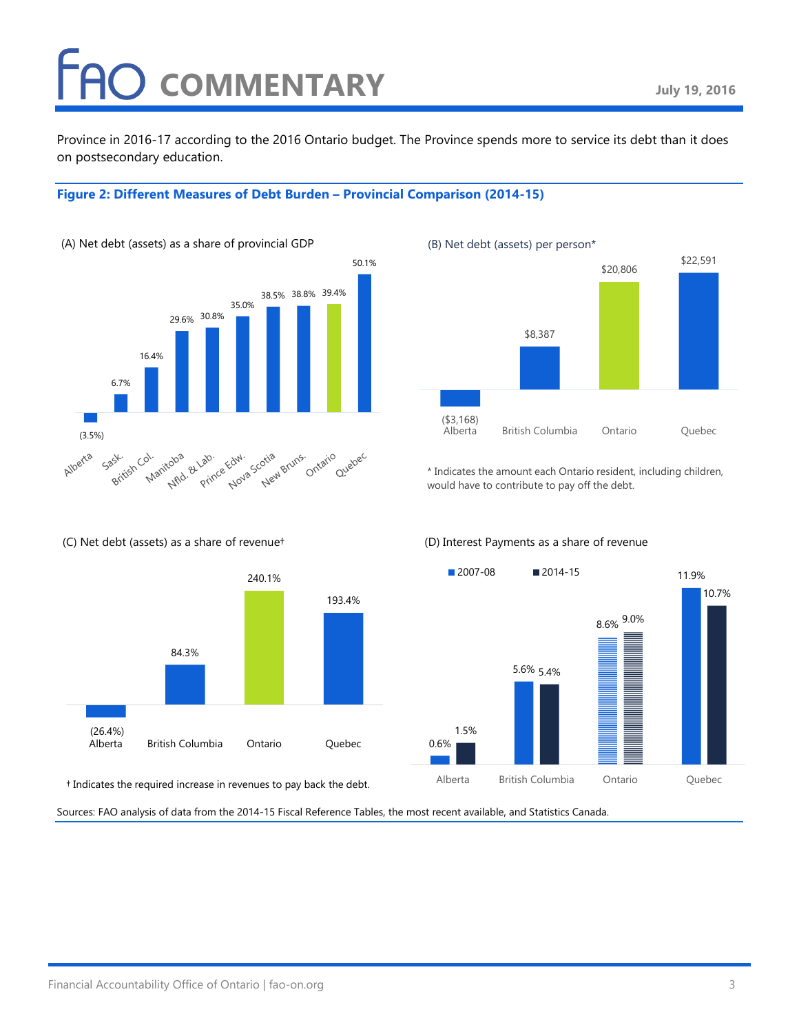Province in 2016-17 according to the 2016 Ontario budget. The Province spends more to service its debt than it does on postsecondary education.

**Figure 2: Different Measures of Debt Burden – Provincial Comparison (2014-15)**

(A) Net debt (assets) as a share of provincial GDP

| Province | Share of GDP |
|---|---|
| Alberta | (3.5%) |
| Sask. | 6.7% |
| British Col. | 16.4% |
| Manitoba | 29.6% |
| Nfld. & Lab. | 30.8% |
| Prince Edw. | 35.0% |
| Nova Scotia | 38.5% |
| New Bruns. | 38.8% |
| Ontario | 39.4% |
| Quebec | 50.1% |

(B) Net debt (assets) per person*

| Province | Per person |
|---|---|
| Alberta | ($3,168) |
| British Columbia | $8,387 |
| Ontario | $20,806 |
| Quebec | $22,591 |

\* Indicates the amount each Ontario resident, including children, would have to contribute to pay off the debt.

(C) Net debt (assets) as a share of revenue†

| Province | Share of revenue |
|---|---|
| Alberta | (26.4%) |
| British Columbia | 84.3% |
| Ontario | 240.1% |
| Quebec | 193.4% |

† Indicates the required increase in revenues to pay back the debt.

(D) Interest Payments as a share of revenue

| Province | 2007-08 | 2014-15 |
|---|---|---|
| Alberta | 0.6% | 1.5% |
| British Columbia | 5.6% | 5.4% |
| Ontario | 8.6% | 9.0% |
| Quebec | 11.9% | 10.7% |

Sources: FAO analysis of data from the 2014-15 Fiscal Reference Tables, the most recent available, and Statistics Canada.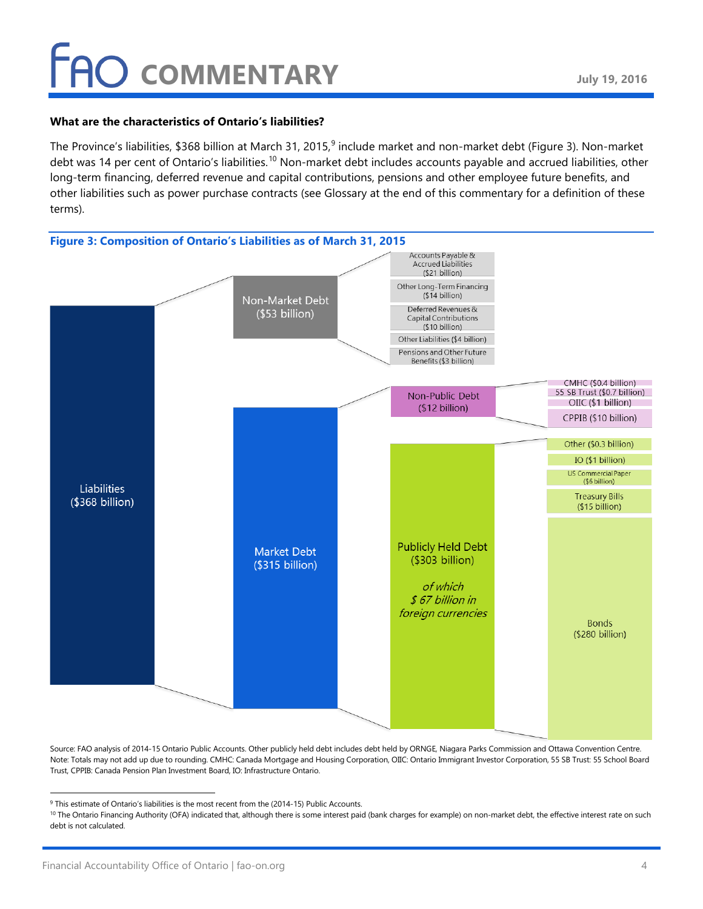**What are the characteristics of Ontario's liabilities?**

The Province's liabilities, $368 billion at March 31, 2015,[9] include market and non-market debt (Figure 3). Non-market debt was 14 per cent of Ontario's liabilities.[10] Non-market debt includes accounts payable and accrued liabilities, other long-term financing, deferred revenue and capital contributions, pensions and other employee future benefits, and other liabilities such as power purchase contracts (see Glossary at the end of this commentary for a definition of these terms).

**Figure 3: Composition of Ontario's Liabilities as of March 31, 2015**

- Liabilities ($368 billion)
  - Non-Market Debt ($53 billion)
    - Accounts Payable & Accrued Liabilities ($21 billion)
    - Other Long-Term Financing ($14 billion)
    - Deferred Revenues & Capital Contributions ($10 billion)
    - Other Liabilities ($4 billion)
    - Pensions and Other Future Benefits ($3 billion)
  - Market Debt ($315 billion)
    - Non-Public Debt ($12 billion)
      - CMHC ($0.4 billion)
      - 55 SB Trust ($0.7 billion)
      - OIIC ($1 billion)
      - CPPIB ($10 billion)
    - Publicly Held Debt ($303 billion) *of which $ 67 billion in foreign currencies*
      - Other ($0.3 billion)
      - IO ($1 billion)
      - US Commercial Paper ($6 billion)
      - Treasury Bills ($15 billion)
      - Bonds ($280 billion)

Source: FAO analysis of 2014-15 Ontario Public Accounts. Other publicly held debt includes debt held by ORNGE, Niagara Parks Commission and Ottawa Convention Centre.
Note: Totals may not add up due to rounding. CMHC: Canada Mortgage and Housing Corporation, OIIC: Ontario Immigrant Investor Corporation, 55 SB Trust: 55 School Board Trust, CPPIB: Canada Pension Plan Investment Board, IO: Infrastructure Ontario.

---

[9] This estimate of Ontario's liabilities is the most recent from the (2014-15) Public Accounts.

[10] The Ontario Financing Authority (OFA) indicated that, although there is some interest paid (bank charges for example) on non-market debt, the effective interest rate on such debt is not calculated.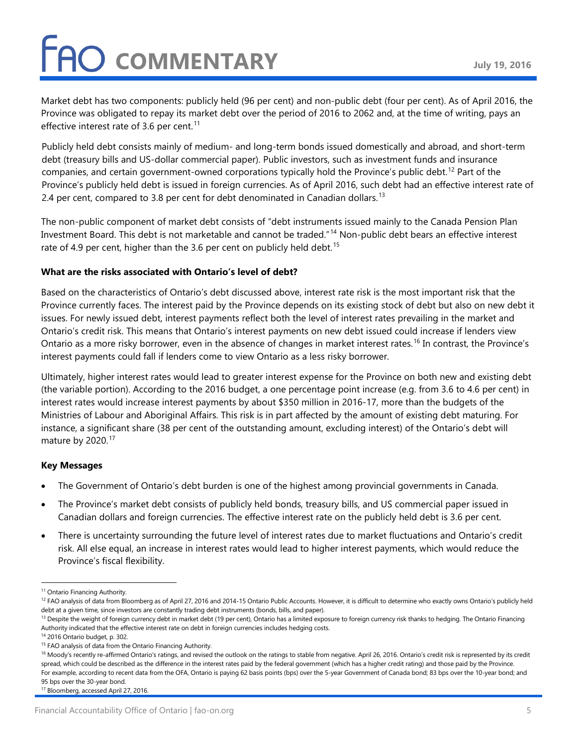Market debt has two components: publicly held (96 per cent) and non-public debt (four per cent). As of April 2016, the Province was obligated to repay its market debt over the period of 2016 to 2062 and, at the time of writing, pays an effective interest rate of 3.6 per cent.[11]

Publicly held debt consists mainly of medium- and long-term bonds issued domestically and abroad, and short-term debt (treasury bills and US-dollar commercial paper). Public investors, such as investment funds and insurance companies, and certain government-owned corporations typically hold the Province's public debt.[12] Part of the Province's publicly held debt is issued in foreign currencies. As of April 2016, such debt had an effective interest rate of 2.4 per cent, compared to 3.8 per cent for debt denominated in Canadian dollars.[13]

The non-public component of market debt consists of "debt instruments issued mainly to the Canada Pension Plan Investment Board. This debt is not marketable and cannot be traded."[14] Non-public debt bears an effective interest rate of 4.9 per cent, higher than the 3.6 per cent on publicly held debt.[15]

**What are the risks associated with Ontario's level of debt?**

Based on the characteristics of Ontario's debt discussed above, interest rate risk is the most important risk that the Province currently faces. The interest paid by the Province depends on its existing stock of debt but also on new debt it issues. For newly issued debt, interest payments reflect both the level of interest rates prevailing in the market and Ontario's credit risk. This means that Ontario's interest payments on new debt issued could increase if lenders view Ontario as a more risky borrower, even in the absence of changes in market interest rates.[16] In contrast, the Province's interest payments could fall if lenders come to view Ontario as a less risky borrower.

Ultimately, higher interest rates would lead to greater interest expense for the Province on both new and existing debt (the variable portion). According to the 2016 budget, a one percentage point increase (e.g. from 3.6 to 4.6 per cent) in interest rates would increase interest payments by about $350 million in 2016-17, more than the budgets of the Ministries of Labour and Aboriginal Affairs. This risk is in part affected by the amount of existing debt maturing. For instance, a significant share (38 per cent of the outstanding amount, excluding interest) of the Ontario's debt will mature by 2020.[17]

**Key Messages**

- The Government of Ontario's debt burden is one of the highest among provincial governments in Canada.
- The Province's market debt consists of publicly held bonds, treasury bills, and US commercial paper issued in Canadian dollars and foreign currencies. The effective interest rate on the publicly held debt is 3.6 per cent.
- There is uncertainty surrounding the future level of interest rates due to market fluctuations and Ontario's credit risk. All else equal, an increase in interest rates would lead to higher interest payments, which would reduce the Province's fiscal flexibility.

---

[11] Ontario Financing Authority.

[12] FAO analysis of data from Bloomberg as of April 27, 2016 and 2014-15 Ontario Public Accounts. However, it is difficult to determine who exactly owns Ontario's publicly held debt at a given time, since investors are constantly trading debt instruments (bonds, bills, and paper).

[13] Despite the weight of foreign currency debt in market debt (19 per cent), Ontario has a limited exposure to foreign currency risk thanks to hedging. The Ontario Financing Authority indicated that the effective interest rate on debt in foreign currencies includes hedging costs.

[14] 2016 Ontario budget, p. 302.

[15] FAO analysis of data from the Ontario Financing Authority.

[16] Moody's recently re-affirmed Ontario's ratings, and revised the outlook on the ratings to stable from negative. April 26, 2016. Ontario's credit risk is represented by its credit spread, which could be described as the difference in the interest rates paid by the federal government (which has a higher credit rating) and those paid by the Province. For example, according to recent data from the OFA, Ontario is paying 62 basis points (bps) over the 5-year Government of Canada bond; 83 bps over the 10-year bond; and 95 bps over the 30-year bond.

[17] Bloomberg, accessed April 27, 2016.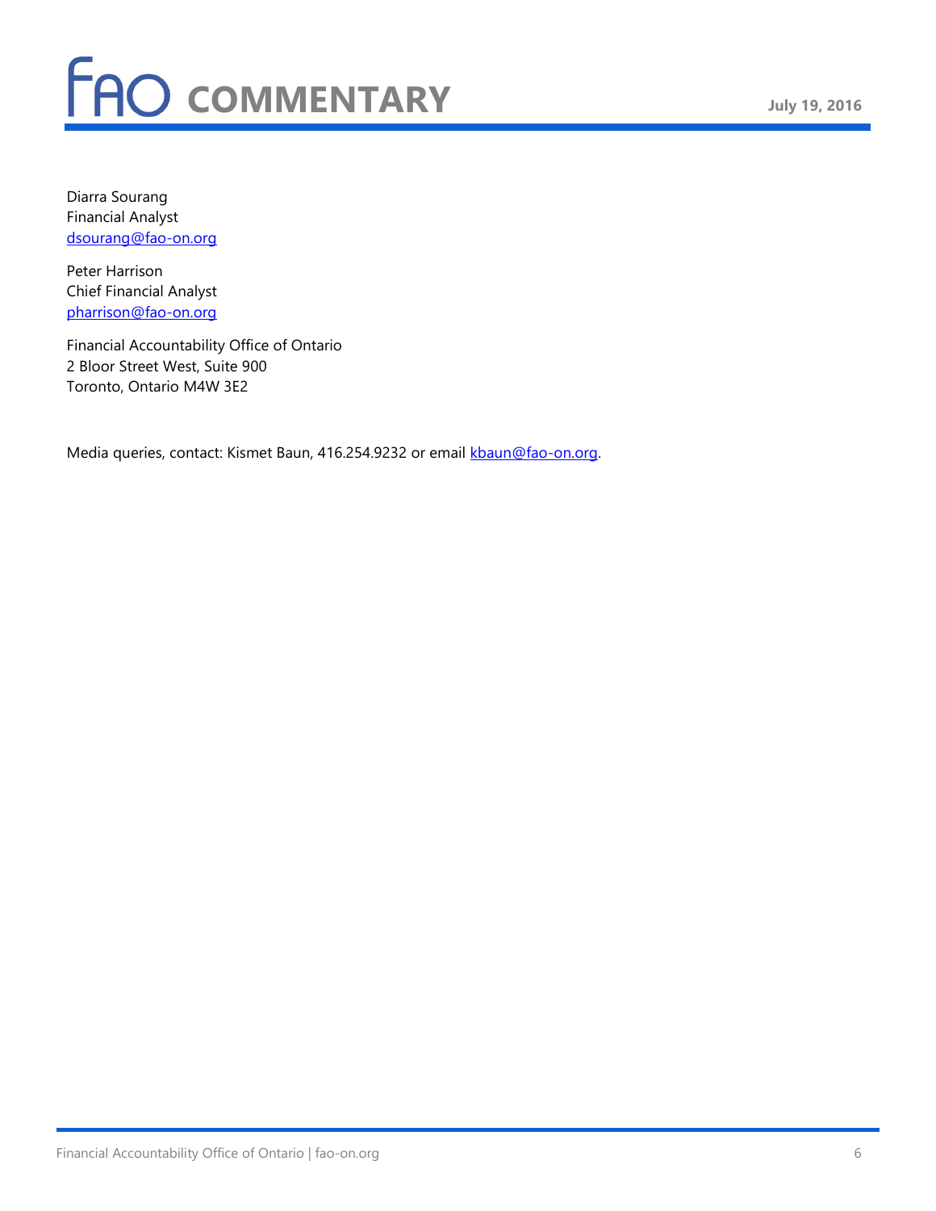Diarra Sourang
Financial Analyst
dsourang@fao-on.org

Peter Harrison
Chief Financial Analyst
pharrison@fao-on.org

Financial Accountability Office of Ontario
2 Bloor Street West, Suite 900
Toronto, Ontario M4W 3E2

Media queries, contact: Kismet Baun, 416.254.9232 or email kbaun@fao-on.org.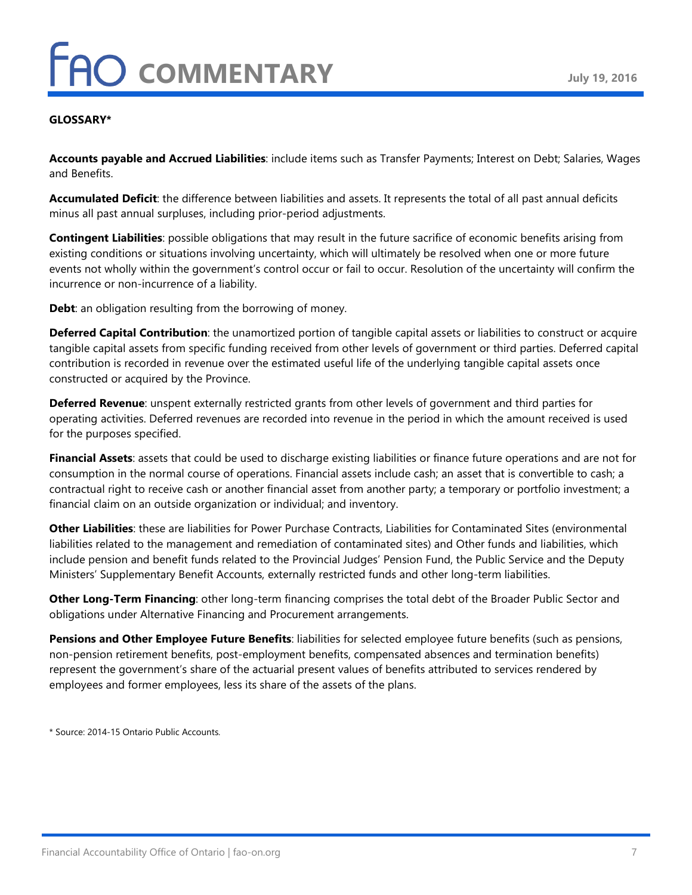## GLOSSARY*

**Accounts payable and Accrued Liabilities**: include items such as Transfer Payments; Interest on Debt; Salaries, Wages and Benefits.

**Accumulated Deficit**: the difference between liabilities and assets. It represents the total of all past annual deficits minus all past annual surpluses, including prior-period adjustments.

**Contingent Liabilities**: possible obligations that may result in the future sacrifice of economic benefits arising from existing conditions or situations involving uncertainty, which will ultimately be resolved when one or more future events not wholly within the government's control occur or fail to occur. Resolution of the uncertainty will confirm the incurrence or non-incurrence of a liability.

**Debt**: an obligation resulting from the borrowing of money.

**Deferred Capital Contribution**: the unamortized portion of tangible capital assets or liabilities to construct or acquire tangible capital assets from specific funding received from other levels of government or third parties. Deferred capital contribution is recorded in revenue over the estimated useful life of the underlying tangible capital assets once constructed or acquired by the Province.

**Deferred Revenue**: unspent externally restricted grants from other levels of government and third parties for operating activities. Deferred revenues are recorded into revenue in the period in which the amount received is used for the purposes specified.

**Financial Assets**: assets that could be used to discharge existing liabilities or finance future operations and are not for consumption in the normal course of operations. Financial assets include cash; an asset that is convertible to cash; a contractual right to receive cash or another financial asset from another party; a temporary or portfolio investment; a financial claim on an outside organization or individual; and inventory.

**Other Liabilities**: these are liabilities for Power Purchase Contracts, Liabilities for Contaminated Sites (environmental liabilities related to the management and remediation of contaminated sites) and Other funds and liabilities, which include pension and benefit funds related to the Provincial Judges' Pension Fund, the Public Service and the Deputy Ministers' Supplementary Benefit Accounts, externally restricted funds and other long-term liabilities.

**Other Long-Term Financing**: other long-term financing comprises the total debt of the Broader Public Sector and obligations under Alternative Financing and Procurement arrangements.

**Pensions and Other Employee Future Benefits**: liabilities for selected employee future benefits (such as pensions, non-pension retirement benefits, post-employment benefits, compensated absences and termination benefits) represent the government's share of the actuarial present values of benefits attributed to services rendered by employees and former employees, less its share of the assets of the plans.

\* Source: 2014-15 Ontario Public Accounts.